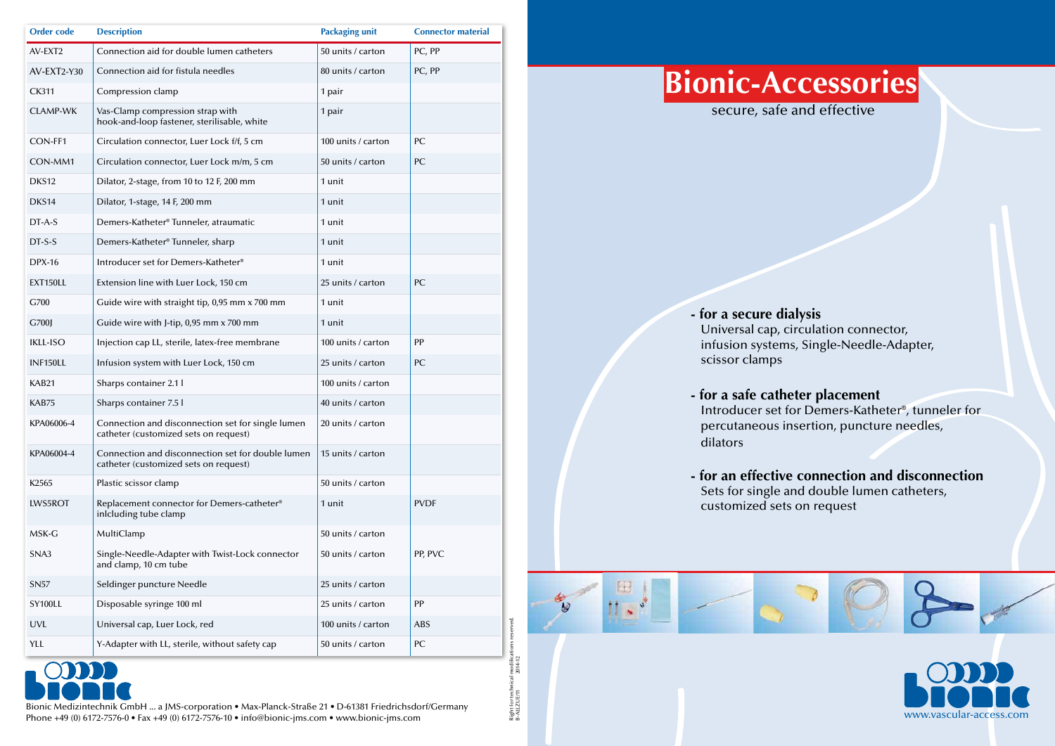| Order code | Description | Packaging unit | Connector material |
|---|---|---|---|
| AV-EXT2 | Connection aid for double lumen catheters | 50 units / carton | PC, PP |
| AV-EXT2-Y30 | Connection aid for fistula needles | 80 units / carton | PC, PP |
| CK311 | Compression clamp | 1 pair | |
| CLAMP-WK | Vas-Clamp compression strap with hook-and-loop fastener, sterilisable, white | 1 pair | |
| CON-FF1 | Circulation connector, Luer Lock f/f, 5 cm | 100 units / carton | PC |
| CON-MM1 | Circulation connector, Luer Lock m/m, 5 cm | 50 units / carton | PC |
| DKS12 | Dilator, 2-stage, from 10 to 12 F, 200 mm | 1 unit | |
| DKS14 | Dilator, 1-stage, 14 F, 200 mm | 1 unit | |
| DT-A-S | Demers-Katheter® Tunneler, atraumatic | 1 unit | |
| DT-S-S | Demers-Katheter® Tunneler, sharp | 1 unit | |
| DPX-16 | Introducer set for Demers-Katheter® | 1 unit | |
| EXT150LL | Extension line with Luer Lock, 150 cm | 25 units / carton | PC |
| G700 | Guide wire with straight tip, 0,95 mm x 700 mm | 1 unit | |
| G700J | Guide wire with J-tip, 0,95 mm x 700 mm | 1 unit | |
| IKLL-ISO | Injection cap LL, sterile, latex-free membrane | 100 units / carton | PP |
| INF150LL | Infusion system with Luer Lock, 150 cm | 25 units / carton | PC |
| KAB21 | Sharps container 2.1 l | 100 units / carton | |
| KAB75 | Sharps container 7.5 l | 40 units / carton | |
| KPA06006-4 | Connection and disconnection set for single lumen catheter (customized sets on request) | 20 units / carton | |
| KPA06004-4 | Connection and disconnection set for double lumen catheter (customized sets on request) | 15 units / carton | |
| K2565 | Plastic scissor clamp | 50 units / carton | |
| LWS5ROT | Replacement connector for Demers-catheter® inlcluding tube clamp | 1 unit | PVDF |
| MSK-G | MultiClamp | 50 units / carton | |
| SNA3 | Single-Needle-Adapter with Twist-Lock connector and clamp, 10 cm tube | 50 units / carton | PP, PVC |
| SN57 | Seldinger puncture Needle | 25 units / carton | |
| SY100LL | Disposable syringe 100 ml | 25 units / carton | PP |
| UVL | Universal cap, Luer Lock, red | 100 units / carton | ABS |
| YLL | Y-Adapter with LL, sterile, without safety cap | 50 units / carton | PC |

Bionic Medizintechnik GmbH ... a JMS-corporation • Max-Planck-Straße 21 • D-61381 Friedrichsdorf/Germany
Phone +49 (0) 6172-7576-0 • Fax +49 (0) 6172-7576-10 • info@bionic-jms.com • www.bionic-jms.com

Right for technical modifications reserved.
B-ALLZUE/11 2014-12

# Bionic-Accessories

secure, safe and effective

**- for a secure dialysis**
Universal cap, circulation connector, infusion systems, Single-Needle-Adapter, scissor clamps

**- for a safe catheter placement**
Introducer set for Demers-Katheter®, tunneler for percutaneous insertion, puncture needles, dilators

**- for an effective connection and disconnection**
Sets for single and double lumen catheters, customized sets on request

www.vascular-access.com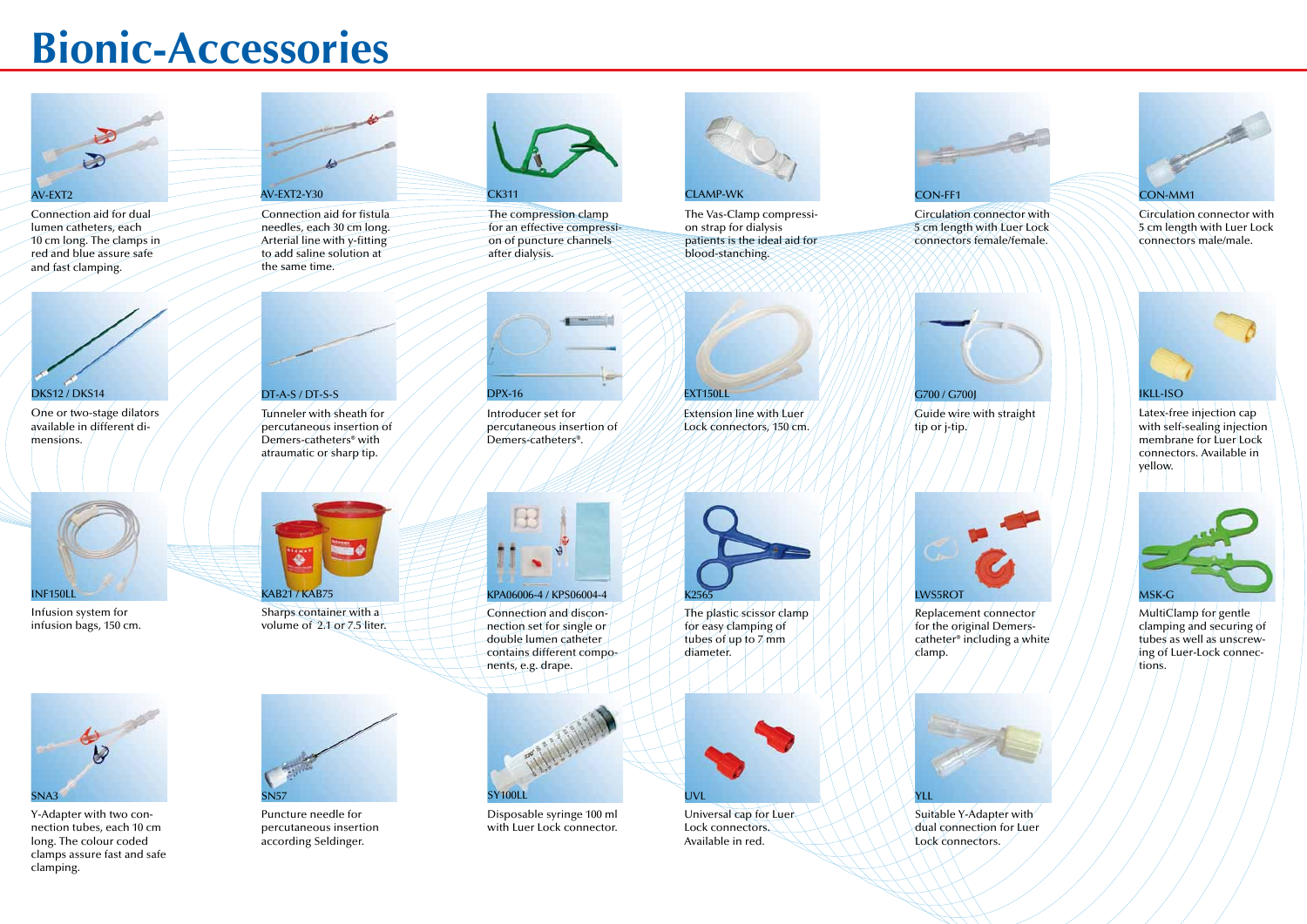# Bionic-Accessories

AV-EXT2

Connection aid for dual lumen catheters, each 10 cm long. The clamps in red and blue assure safe and fast clamping.

AV-EXT2-Y30

Connection aid for fistula needles, each 30 cm long. Arterial line with y-fitting to add saline solution at the same time.

CK311

The compression clamp for an effective compression of puncture channels after dialysis.

CLAMP-WK

The Vas-Clamp compression strap for dialysis patients is the ideal aid for blood-stanching.

CON-FF1

Circulation connector with 5 cm length with Luer Lock connectors female/female.

CON-MM1

Circulation connector with 5 cm length with Luer Lock connectors male/male.

DKS12 / DKS14

One or two-stage dilators available in different dimensions.

DT-A-S / DT-S-S

Tunneler with sheath for percutaneous insertion of Demers-catheters® with atraumatic or sharp tip.

DPX-16

Introducer set for percutaneous insertion of Demers-catheters®.

EXT150LL

Extension line with Luer Lock connectors, 150 cm.

G700 / G700J

Guide wire with straight tip or j-tip.

IKLL-ISO

Latex-free injection cap with self-sealing injection membrane for Luer Lock connectors. Available in yellow.

INF150LL

Infusion system for infusion bags, 150 cm.

KAB21 / KAB75

Sharps container with a volume of 2.1 or 7.5 liter.

KPA06006-4 / KPS06004-4

Connection and disconnection set for single or double lumen catheter contains different components, e.g. drape.

K2565

The plastic scissor clamp for easy clamping of tubes of up to 7 mm diameter.

LWS5ROT

Replacement connector for the original Demers-catheter® including a white clamp.

MSK-G

MultiClamp for gentle clamping and securing of tubes as well as unscrewing of Luer-Lock connections.

SNA3

Y-Adapter with two connection tubes, each 10 cm long. The colour coded clamps assure fast and safe clamping.

SN57

Puncture needle for percutaneous insertion according Seldinger.

SY100LL

Disposable syringe 100 ml with Luer Lock connector.

UVL

Universal cap for Luer Lock connectors. Available in red.

YLL

Suitable Y-Adapter with dual connection for Luer Lock connectors.